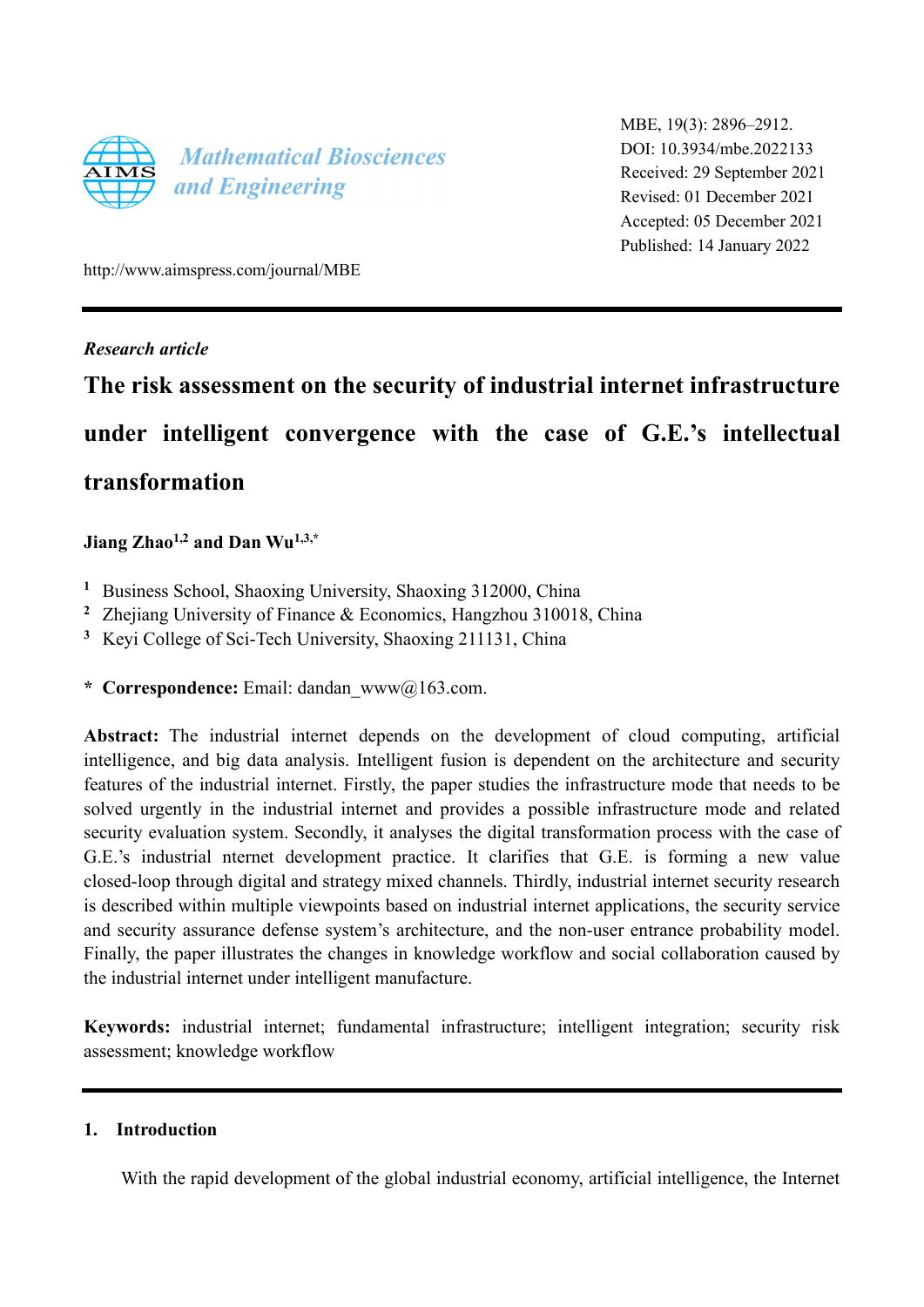Mathematical Biosciences and Engineering

http://www.aimspress.com/journal/MBE

MBE, 19(3): 2896–2912.
DOI: 10.3934/mbe.2022133
Received: 29 September 2021
Revised: 01 December 2021
Accepted: 05 December 2021
Published: 14 January 2022

*Research article*

# The risk assessment on the security of industrial internet infrastructure under intelligent convergence with the case of G.E.'s intellectual transformation

**Jiang Zhao[1,2] and Dan Wu[1,3,*]**

[1] Business School, Shaoxing University, Shaoxing 312000, China
[2] Zhejiang University of Finance & Economics, Hangzhou 310018, China
[3] Keyi College of Sci-Tech University, Shaoxing 211131, China

* **Correspondence:** Email: dandan_www@163.com.

**Abstract:** The industrial internet depends on the development of cloud computing, artificial intelligence, and big data analysis. Intelligent fusion is dependent on the architecture and security features of the industrial internet. Firstly, the paper studies the infrastructure mode that needs to be solved urgently in the industrial internet and provides a possible infrastructure mode and related security evaluation system. Secondly, it analyses the digital transformation process with the case of G.E.'s industrial nternet development practice. It clarifies that G.E. is forming a new value closed-loop through digital and strategy mixed channels. Thirdly, industrial internet security research is described within multiple viewpoints based on industrial internet applications, the security service and security assurance defense system's architecture, and the non-user entrance probability model. Finally, the paper illustrates the changes in knowledge workflow and social collaboration caused by the industrial internet under intelligent manufacture.

**Keywords:** industrial internet; fundamental infrastructure; intelligent integration; security risk assessment; knowledge workflow

## 1. Introduction

With the rapid development of the global industrial economy, artificial intelligence, the Internet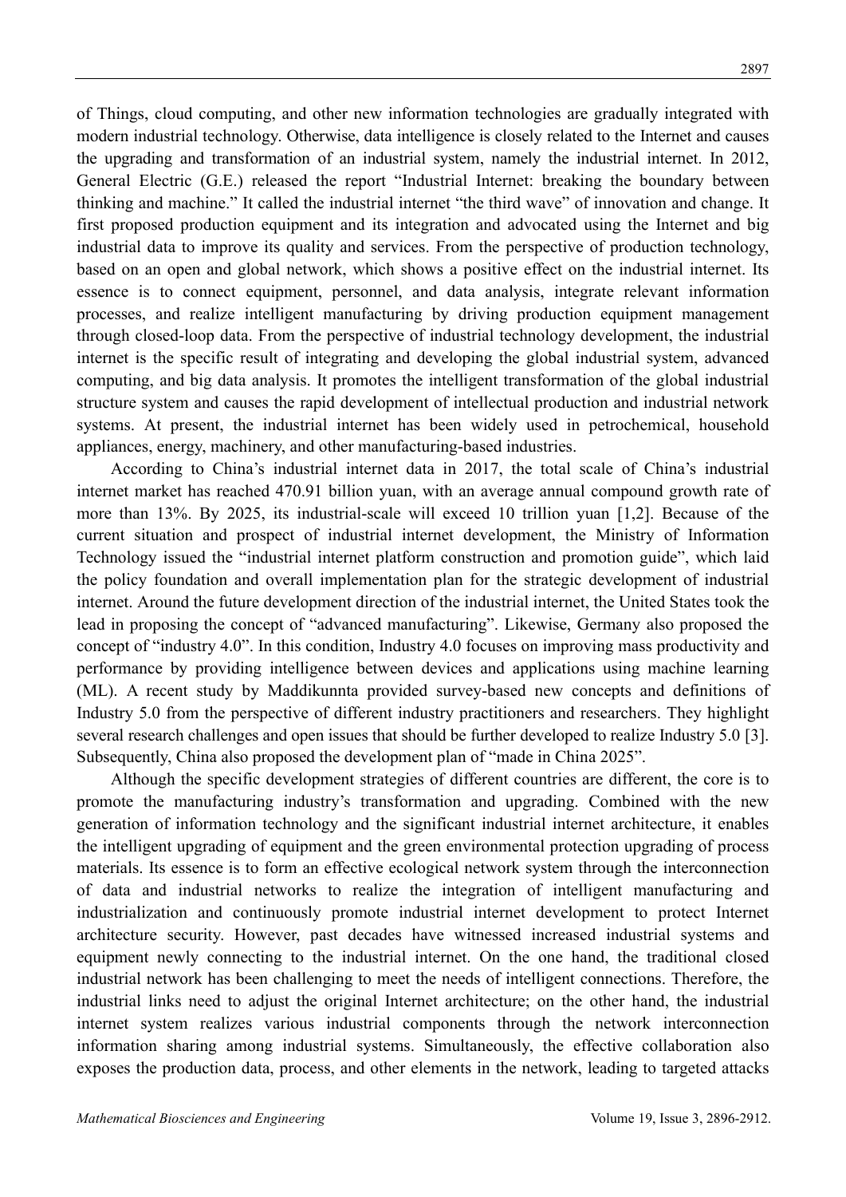of Things, cloud computing, and other new information technologies are gradually integrated with modern industrial technology. Otherwise, data intelligence is closely related to the Internet and causes the upgrading and transformation of an industrial system, namely the industrial internet. In 2012, General Electric (G.E.) released the report "Industrial Internet: breaking the boundary between thinking and machine." It called the industrial internet "the third wave" of innovation and change. It first proposed production equipment and its integration and advocated using the Internet and big industrial data to improve its quality and services. From the perspective of production technology, based on an open and global network, which shows a positive effect on the industrial internet. Its essence is to connect equipment, personnel, and data analysis, integrate relevant information processes, and realize intelligent manufacturing by driving production equipment management through closed-loop data. From the perspective of industrial technology development, the industrial internet is the specific result of integrating and developing the global industrial system, advanced computing, and big data analysis. It promotes the intelligent transformation of the global industrial structure system and causes the rapid development of intellectual production and industrial network systems. At present, the industrial internet has been widely used in petrochemical, household appliances, energy, machinery, and other manufacturing-based industries.

According to China's industrial internet data in 2017, the total scale of China's industrial internet market has reached 470.91 billion yuan, with an average annual compound growth rate of more than 13%. By 2025, its industrial-scale will exceed 10 trillion yuan [1,2]. Because of the current situation and prospect of industrial internet development, the Ministry of Information Technology issued the "industrial internet platform construction and promotion guide", which laid the policy foundation and overall implementation plan for the strategic development of industrial internet. Around the future development direction of the industrial internet, the United States took the lead in proposing the concept of "advanced manufacturing". Likewise, Germany also proposed the concept of "industry 4.0". In this condition, Industry 4.0 focuses on improving mass productivity and performance by providing intelligence between devices and applications using machine learning (ML). A recent study by Maddikunnta provided survey-based new concepts and definitions of Industry 5.0 from the perspective of different industry practitioners and researchers. They highlight several research challenges and open issues that should be further developed to realize Industry 5.0 [3]. Subsequently, China also proposed the development plan of "made in China 2025".

Although the specific development strategies of different countries are different, the core is to promote the manufacturing industry's transformation and upgrading. Combined with the new generation of information technology and the significant industrial internet architecture, it enables the intelligent upgrading of equipment and the green environmental protection upgrading of process materials. Its essence is to form an effective ecological network system through the interconnection of data and industrial networks to realize the integration of intelligent manufacturing and industrialization and continuously promote industrial internet development to protect Internet architecture security. However, past decades have witnessed increased industrial systems and equipment newly connecting to the industrial internet. On the one hand, the traditional closed industrial network has been challenging to meet the needs of intelligent connections. Therefore, the industrial links need to adjust the original Internet architecture; on the other hand, the industrial internet system realizes various industrial components through the network interconnection information sharing among industrial systems. Simultaneously, the effective collaboration also exposes the production data, process, and other elements in the network, leading to targeted attacks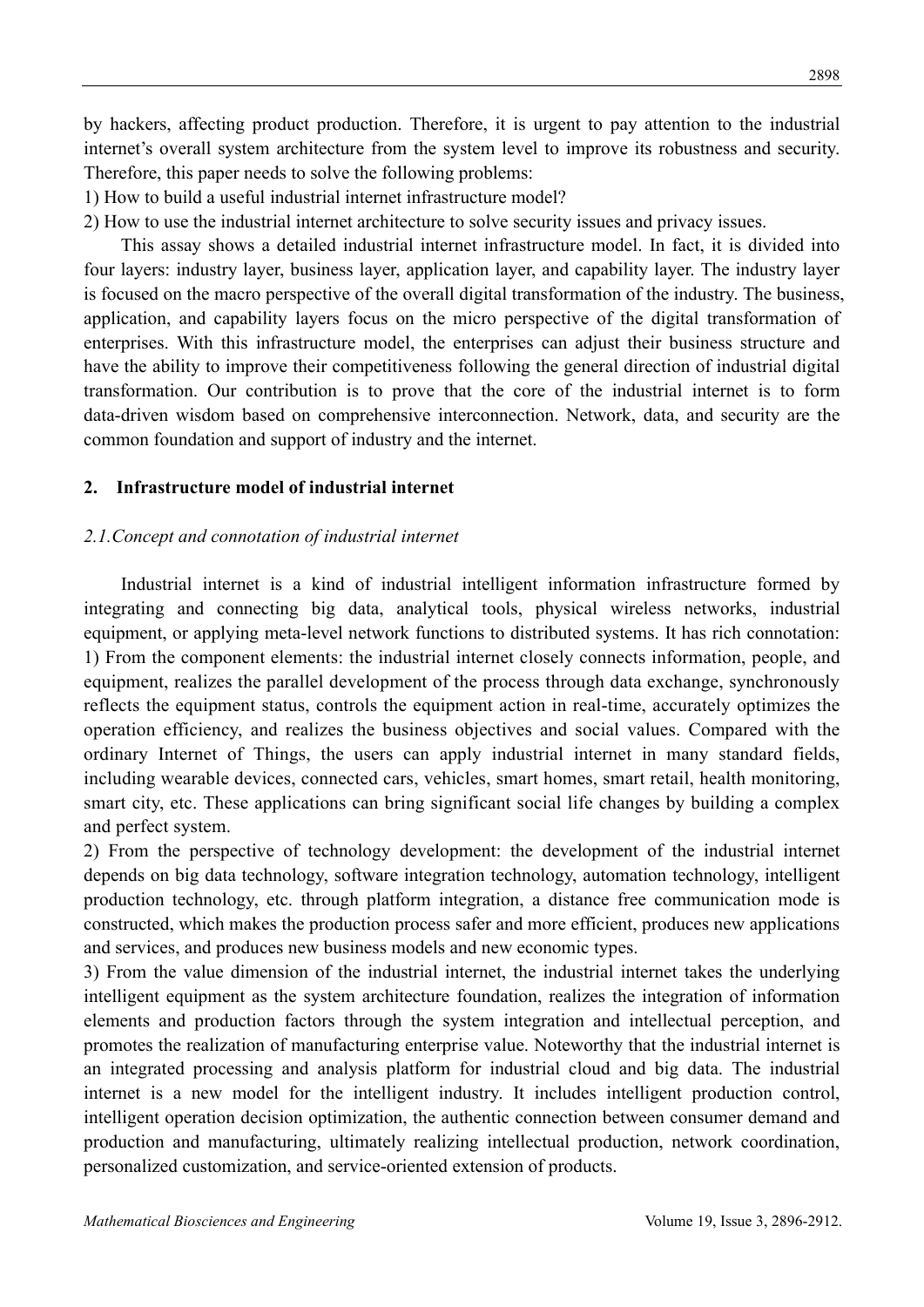by hackers, affecting product production. Therefore, it is urgent to pay attention to the industrial internet's overall system architecture from the system level to improve its robustness and security. Therefore, this paper needs to solve the following problems:

1) How to build a useful industrial internet infrastructure model?

2) How to use the industrial internet architecture to solve security issues and privacy issues.

This assay shows a detailed industrial internet infrastructure model. In fact, it is divided into four layers: industry layer, business layer, application layer, and capability layer. The industry layer is focused on the macro perspective of the overall digital transformation of the industry. The business, application, and capability layers focus on the micro perspective of the digital transformation of enterprises. With this infrastructure model, the enterprises can adjust their business structure and have the ability to improve their competitiveness following the general direction of industrial digital transformation. Our contribution is to prove that the core of the industrial internet is to form data-driven wisdom based on comprehensive interconnection. Network, data, and security are the common foundation and support of industry and the internet.

## 2. Infrastructure model of industrial internet

### *2.1.Concept and connotation of industrial internet*

Industrial internet is a kind of industrial intelligent information infrastructure formed by integrating and connecting big data, analytical tools, physical wireless networks, industrial equipment, or applying meta-level network functions to distributed systems. It has rich connotation:

1) From the component elements: the industrial internet closely connects information, people, and equipment, realizes the parallel development of the process through data exchange, synchronously reflects the equipment status, controls the equipment action in real-time, accurately optimizes the operation efficiency, and realizes the business objectives and social values. Compared with the ordinary Internet of Things, the users can apply industrial internet in many standard fields, including wearable devices, connected cars, vehicles, smart homes, smart retail, health monitoring, smart city, etc. These applications can bring significant social life changes by building a complex and perfect system.

2) From the perspective of technology development: the development of the industrial internet depends on big data technology, software integration technology, automation technology, intelligent production technology, etc. through platform integration, a distance free communication mode is constructed, which makes the production process safer and more efficient, produces new applications and services, and produces new business models and new economic types.

3) From the value dimension of the industrial internet, the industrial internet takes the underlying intelligent equipment as the system architecture foundation, realizes the integration of information elements and production factors through the system integration and intellectual perception, and promotes the realization of manufacturing enterprise value. Noteworthy that the industrial internet is an integrated processing and analysis platform for industrial cloud and big data. The industrial internet is a new model for the intelligent industry. It includes intelligent production control, intelligent operation decision optimization, the authentic connection between consumer demand and production and manufacturing, ultimately realizing intellectual production, network coordination, personalized customization, and service-oriented extension of products.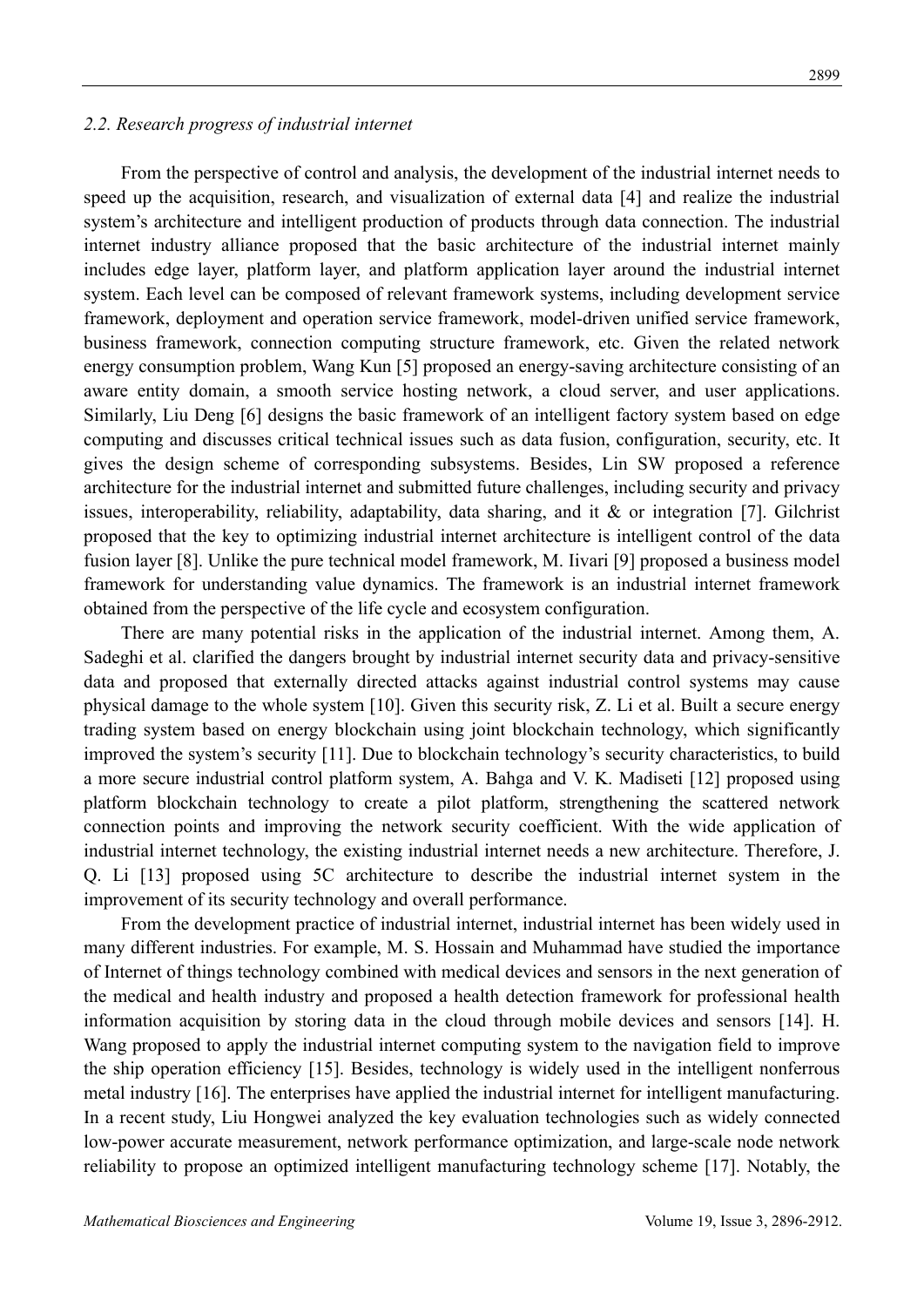### *2.2. Research progress of industrial internet*

From the perspective of control and analysis, the development of the industrial internet needs to speed up the acquisition, research, and visualization of external data [4] and realize the industrial system's architecture and intelligent production of products through data connection. The industrial internet industry alliance proposed that the basic architecture of the industrial internet mainly includes edge layer, platform layer, and platform application layer around the industrial internet system. Each level can be composed of relevant framework systems, including development service framework, deployment and operation service framework, model-driven unified service framework, business framework, connection computing structure framework, etc. Given the related network energy consumption problem, Wang Kun [5] proposed an energy-saving architecture consisting of an aware entity domain, a smooth service hosting network, a cloud server, and user applications. Similarly, Liu Deng [6] designs the basic framework of an intelligent factory system based on edge computing and discusses critical technical issues such as data fusion, configuration, security, etc. It gives the design scheme of corresponding subsystems. Besides, Lin SW proposed a reference architecture for the industrial internet and submitted future challenges, including security and privacy issues, interoperability, reliability, adaptability, data sharing, and it & or integration [7]. Gilchrist proposed that the key to optimizing industrial internet architecture is intelligent control of the data fusion layer [8]. Unlike the pure technical model framework, M. Iivari [9] proposed a business model framework for understanding value dynamics. The framework is an industrial internet framework obtained from the perspective of the life cycle and ecosystem configuration.

There are many potential risks in the application of the industrial internet. Among them, A. Sadeghi et al. clarified the dangers brought by industrial internet security data and privacy-sensitive data and proposed that externally directed attacks against industrial control systems may cause physical damage to the whole system [10]. Given this security risk, Z. Li et al. Built a secure energy trading system based on energy blockchain using joint blockchain technology, which significantly improved the system's security [11]. Due to blockchain technology's security characteristics, to build a more secure industrial control platform system, A. Bahga and V. K. Madiseti [12] proposed using platform blockchain technology to create a pilot platform, strengthening the scattered network connection points and improving the network security coefficient. With the wide application of industrial internet technology, the existing industrial internet needs a new architecture. Therefore, J. Q. Li [13] proposed using 5C architecture to describe the industrial internet system in the improvement of its security technology and overall performance.

From the development practice of industrial internet, industrial internet has been widely used in many different industries. For example, M. S. Hossain and Muhammad have studied the importance of Internet of things technology combined with medical devices and sensors in the next generation of the medical and health industry and proposed a health detection framework for professional health information acquisition by storing data in the cloud through mobile devices and sensors [14]. H. Wang proposed to apply the industrial internet computing system to the navigation field to improve the ship operation efficiency [15]. Besides, technology is widely used in the intelligent nonferrous metal industry [16]. The enterprises have applied the industrial internet for intelligent manufacturing. In a recent study, Liu Hongwei analyzed the key evaluation technologies such as widely connected low-power accurate measurement, network performance optimization, and large-scale node network reliability to propose an optimized intelligent manufacturing technology scheme [17]. Notably, the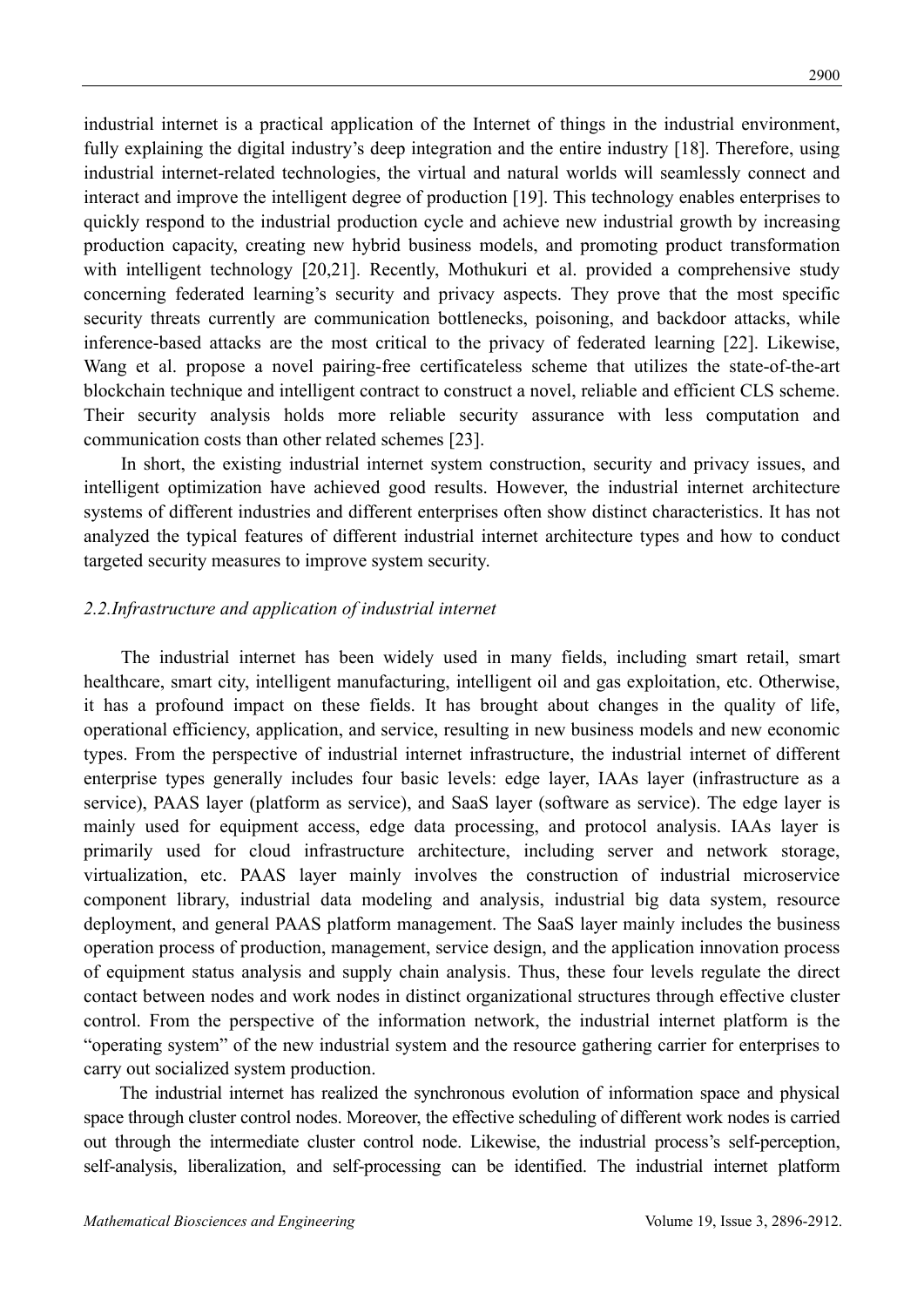industrial internet is a practical application of the Internet of things in the industrial environment, fully explaining the digital industry's deep integration and the entire industry [18]. Therefore, using industrial internet-related technologies, the virtual and natural worlds will seamlessly connect and interact and improve the intelligent degree of production [19]. This technology enables enterprises to quickly respond to the industrial production cycle and achieve new industrial growth by increasing production capacity, creating new hybrid business models, and promoting product transformation with intelligent technology [20,21]. Recently, Mothukuri et al. provided a comprehensive study concerning federated learning's security and privacy aspects. They prove that the most specific security threats currently are communication bottlenecks, poisoning, and backdoor attacks, while inference-based attacks are the most critical to the privacy of federated learning [22]. Likewise, Wang et al. propose a novel pairing-free certificateless scheme that utilizes the state-of-the-art blockchain technique and intelligent contract to construct a novel, reliable and efficient CLS scheme. Their security analysis holds more reliable security assurance with less computation and communication costs than other related schemes [23].

In short, the existing industrial internet system construction, security and privacy issues, and intelligent optimization have achieved good results. However, the industrial internet architecture systems of different industries and different enterprises often show distinct characteristics. It has not analyzed the typical features of different industrial internet architecture types and how to conduct targeted security measures to improve system security.

### *2.2.Infrastructure and application of industrial internet*

The industrial internet has been widely used in many fields, including smart retail, smart healthcare, smart city, intelligent manufacturing, intelligent oil and gas exploitation, etc. Otherwise, it has a profound impact on these fields. It has brought about changes in the quality of life, operational efficiency, application, and service, resulting in new business models and new economic types. From the perspective of industrial internet infrastructure, the industrial internet of different enterprise types generally includes four basic levels: edge layer, IAAs layer (infrastructure as a service), PAAS layer (platform as service), and SaaS layer (software as service). The edge layer is mainly used for equipment access, edge data processing, and protocol analysis. IAAs layer is primarily used for cloud infrastructure architecture, including server and network storage, virtualization, etc. PAAS layer mainly involves the construction of industrial microservice component library, industrial data modeling and analysis, industrial big data system, resource deployment, and general PAAS platform management. The SaaS layer mainly includes the business operation process of production, management, service design, and the application innovation process of equipment status analysis and supply chain analysis. Thus, these four levels regulate the direct contact between nodes and work nodes in distinct organizational structures through effective cluster control. From the perspective of the information network, the industrial internet platform is the "operating system" of the new industrial system and the resource gathering carrier for enterprises to carry out socialized system production.

The industrial internet has realized the synchronous evolution of information space and physical space through cluster control nodes. Moreover, the effective scheduling of different work nodes is carried out through the intermediate cluster control node. Likewise, the industrial process's self-perception, self-analysis, liberalization, and self-processing can be identified. The industrial internet platform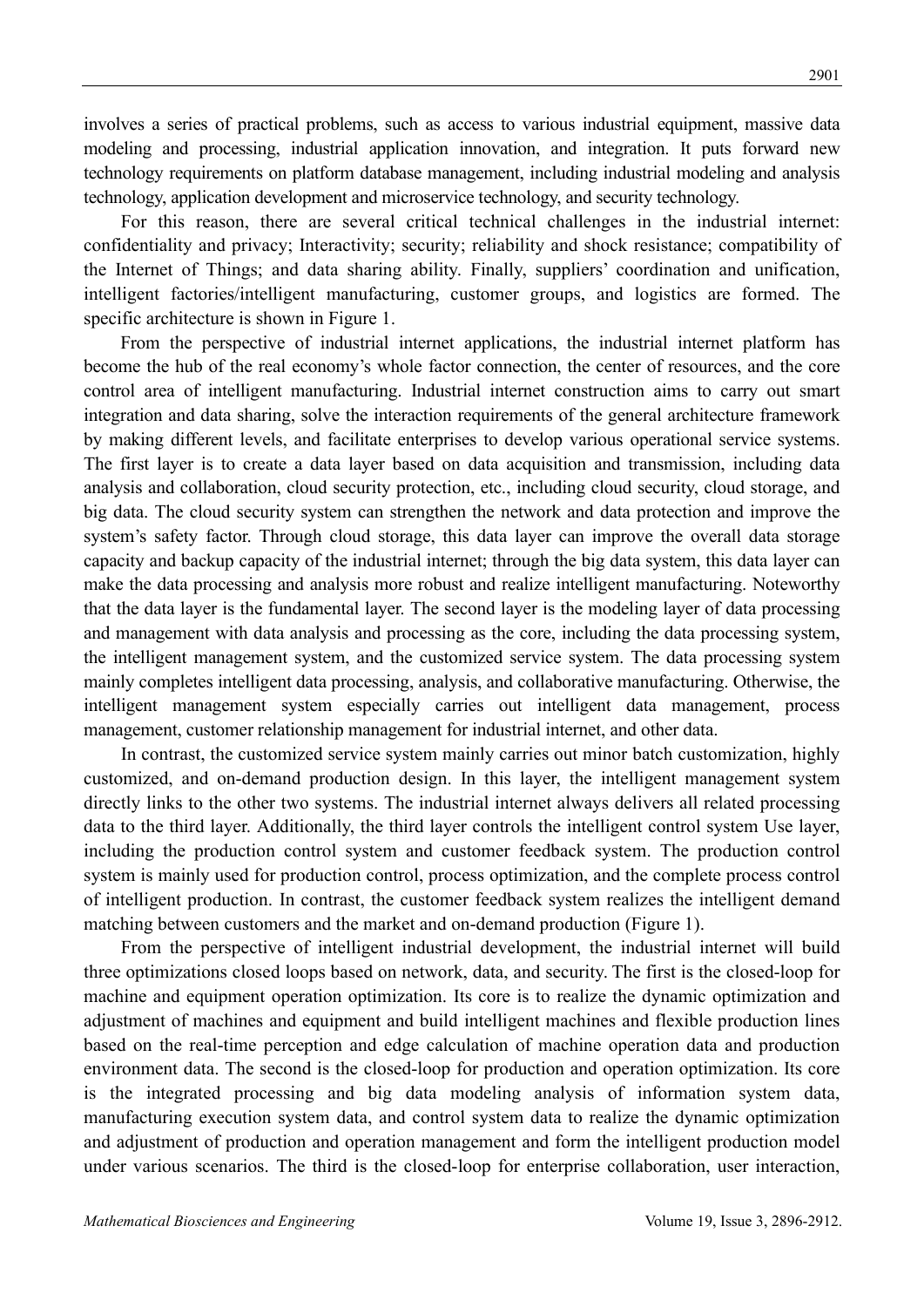involves a series of practical problems, such as access to various industrial equipment, massive data modeling and processing, industrial application innovation, and integration. It puts forward new technology requirements on platform database management, including industrial modeling and analysis technology, application development and microservice technology, and security technology.

For this reason, there are several critical technical challenges in the industrial internet: confidentiality and privacy; Interactivity; security; reliability and shock resistance; compatibility of the Internet of Things; and data sharing ability. Finally, suppliers' coordination and unification, intelligent factories/intelligent manufacturing, customer groups, and logistics are formed. The specific architecture is shown in Figure 1.

From the perspective of industrial internet applications, the industrial internet platform has become the hub of the real economy's whole factor connection, the center of resources, and the core control area of intelligent manufacturing. Industrial internet construction aims to carry out smart integration and data sharing, solve the interaction requirements of the general architecture framework by making different levels, and facilitate enterprises to develop various operational service systems. The first layer is to create a data layer based on data acquisition and transmission, including data analysis and collaboration, cloud security protection, etc., including cloud security, cloud storage, and big data. The cloud security system can strengthen the network and data protection and improve the system's safety factor. Through cloud storage, this data layer can improve the overall data storage capacity and backup capacity of the industrial internet; through the big data system, this data layer can make the data processing and analysis more robust and realize intelligent manufacturing. Noteworthy that the data layer is the fundamental layer. The second layer is the modeling layer of data processing and management with data analysis and processing as the core, including the data processing system, the intelligent management system, and the customized service system. The data processing system mainly completes intelligent data processing, analysis, and collaborative manufacturing. Otherwise, the intelligent management system especially carries out intelligent data management, process management, customer relationship management for industrial internet, and other data.

In contrast, the customized service system mainly carries out minor batch customization, highly customized, and on-demand production design. In this layer, the intelligent management system directly links to the other two systems. The industrial internet always delivers all related processing data to the third layer. Additionally, the third layer controls the intelligent control system Use layer, including the production control system and customer feedback system. The production control system is mainly used for production control, process optimization, and the complete process control of intelligent production. In contrast, the customer feedback system realizes the intelligent demand matching between customers and the market and on-demand production (Figure 1).

From the perspective of intelligent industrial development, the industrial internet will build three optimizations closed loops based on network, data, and security. The first is the closed-loop for machine and equipment operation optimization. Its core is to realize the dynamic optimization and adjustment of machines and equipment and build intelligent machines and flexible production lines based on the real-time perception and edge calculation of machine operation data and production environment data. The second is the closed-loop for production and operation optimization. Its core is the integrated processing and big data modeling analysis of information system data, manufacturing execution system data, and control system data to realize the dynamic optimization and adjustment of production and operation management and form the intelligent production model under various scenarios. The third is the closed-loop for enterprise collaboration, user interaction,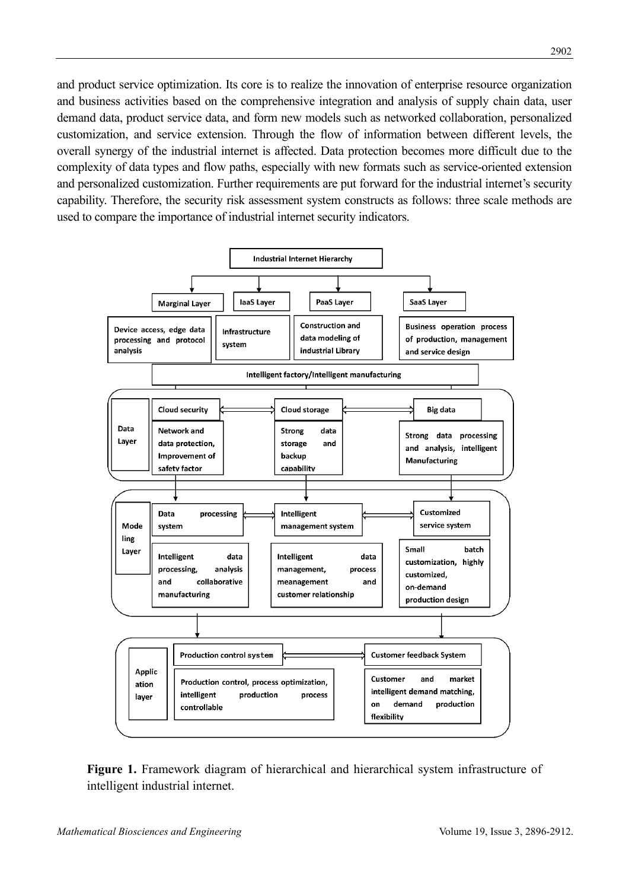and product service optimization. Its core is to realize the innovation of enterprise resource organization and business activities based on the comprehensive integration and analysis of supply chain data, user demand data, product service data, and form new models such as networked collaboration, personalized customization, and service extension. Through the flow of information between different levels, the overall synergy of the industrial internet is affected. Data protection becomes more difficult due to the complexity of data types and flow paths, especially with new formats such as service-oriented extension and personalized customization. Further requirements are put forward for the industrial internet's security capability. Therefore, the security risk assessment system constructs as follows: three scale methods are used to compare the importance of industrial internet security indicators.

**Figure 1.** Framework diagram of hierarchical and hierarchical system infrastructure of intelligent industrial internet.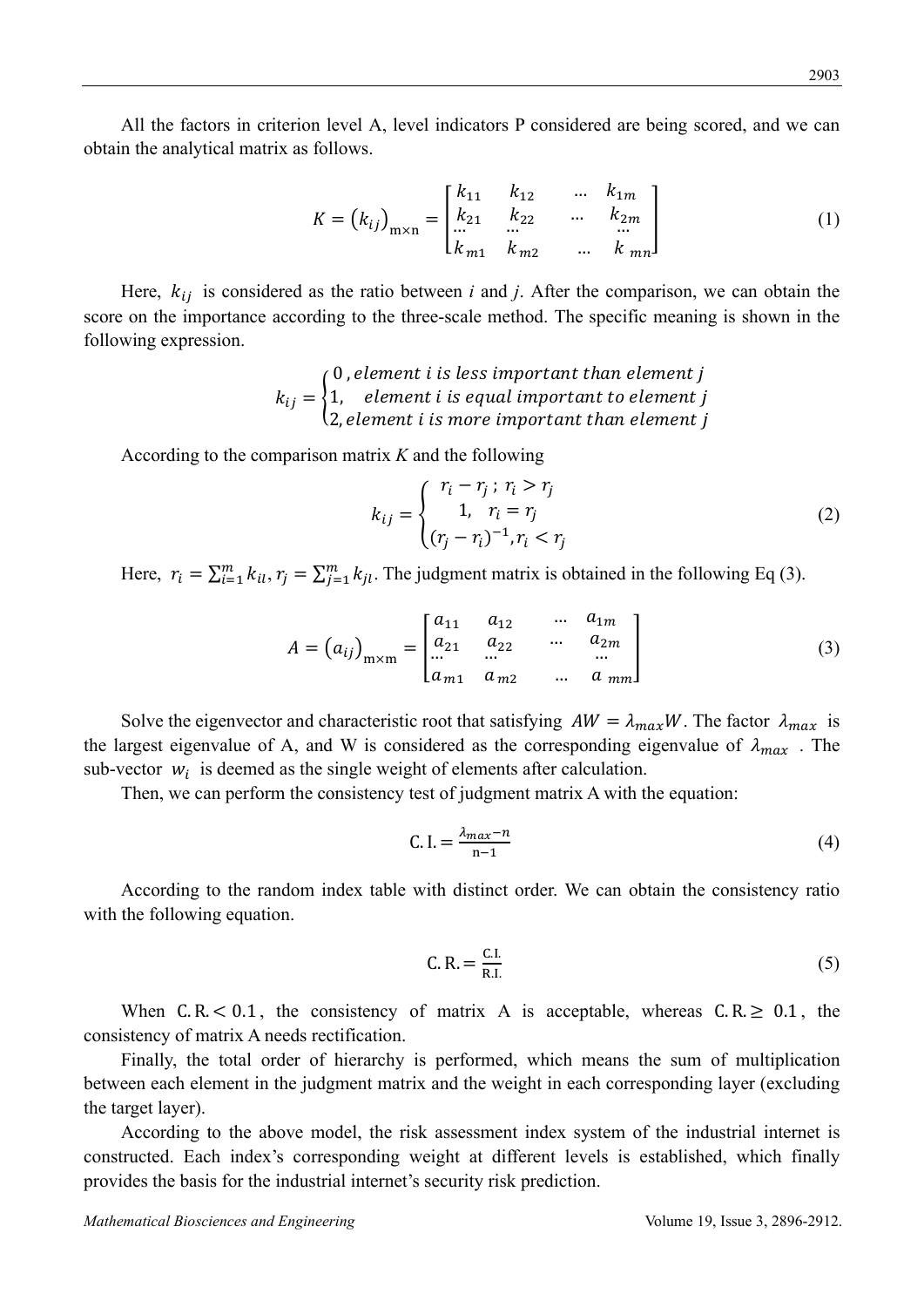All the factors in criterion level A, level indicators P considered are being scored, and we can obtain the analytical matrix as follows.

$$K = \left(k_{ij}\right)_{\mathrm{m}\times\mathrm{n}} = \begin{bmatrix} k_{11} & k_{12} & \dots & k_{1m} \\ k_{21} & k_{22} & \dots & k_{2m} \\ \dots & \dots & & \dots \\ k_{m1} & k_{m2} & \dots & k_{mn} \end{bmatrix} \tag{1}$$

Here, $k_{ij}$ is considered as the ratio between *i* and *j*. After the comparison, we can obtain the score on the importance according to the three-scale method. The specific meaning is shown in the following expression.

$$k_{ij} = \begin{cases} 0, \textit{element i is less important than element j} \\ 1, \quad \textit{element i is equal important to element j} \\ 2, \textit{element i is more important than element j} \end{cases}$$

According to the comparison matrix *K* and the following

$$k_{ij} = \begin{cases} r_i - r_j\,;\ r_i > r_j \\ 1, \quad r_i = r_j \\ (r_j - r_i)^{-1}, r_i < r_j \end{cases} \tag{2}$$

Here, $r_i = \sum_{i=1}^{m} k_{il}, r_j = \sum_{j=1}^{m} k_{jl}$. The judgment matrix is obtained in the following Eq (3).

$$A = \left(a_{ij}\right)_{\mathrm{m}\times\mathrm{m}} = \begin{bmatrix} a_{11} & a_{12} & \dots & a_{1m} \\ a_{21} & a_{22} & \dots & a_{2m} \\ \dots & \dots & & \dots \\ a_{m1} & a_{m2} & \dots & a_{mm} \end{bmatrix} \tag{3}$$

Solve the eigenvector and characteristic root that satisfying $AW = \lambda_{max}W$. The factor $\lambda_{max}$ is the largest eigenvalue of A, and W is considered as the corresponding eigenvalue of $\lambda_{max}$. The sub-vector $w_i$ is deemed as the single weight of elements after calculation.

Then, we can perform the consistency test of judgment matrix A with the equation:

$$\mathrm{C.I.} = \frac{\lambda_{max} - n}{\mathrm{n} - 1} \tag{4}$$

According to the random index table with distinct order. We can obtain the consistency ratio with the following equation.

$$\mathrm{C.R.} = \frac{\mathrm{C.I.}}{\mathrm{R.I.}} \tag{5}$$

When $\mathrm{C.R.} < 0.1$, the consistency of matrix A is acceptable, whereas $\mathrm{C.R.} \geq 0.1$, the consistency of matrix A needs rectification.

Finally, the total order of hierarchy is performed, which means the sum of multiplication between each element in the judgment matrix and the weight in each corresponding layer (excluding the target layer).

According to the above model, the risk assessment index system of the industrial internet is constructed. Each index's corresponding weight at different levels is established, which finally provides the basis for the industrial internet's security risk prediction.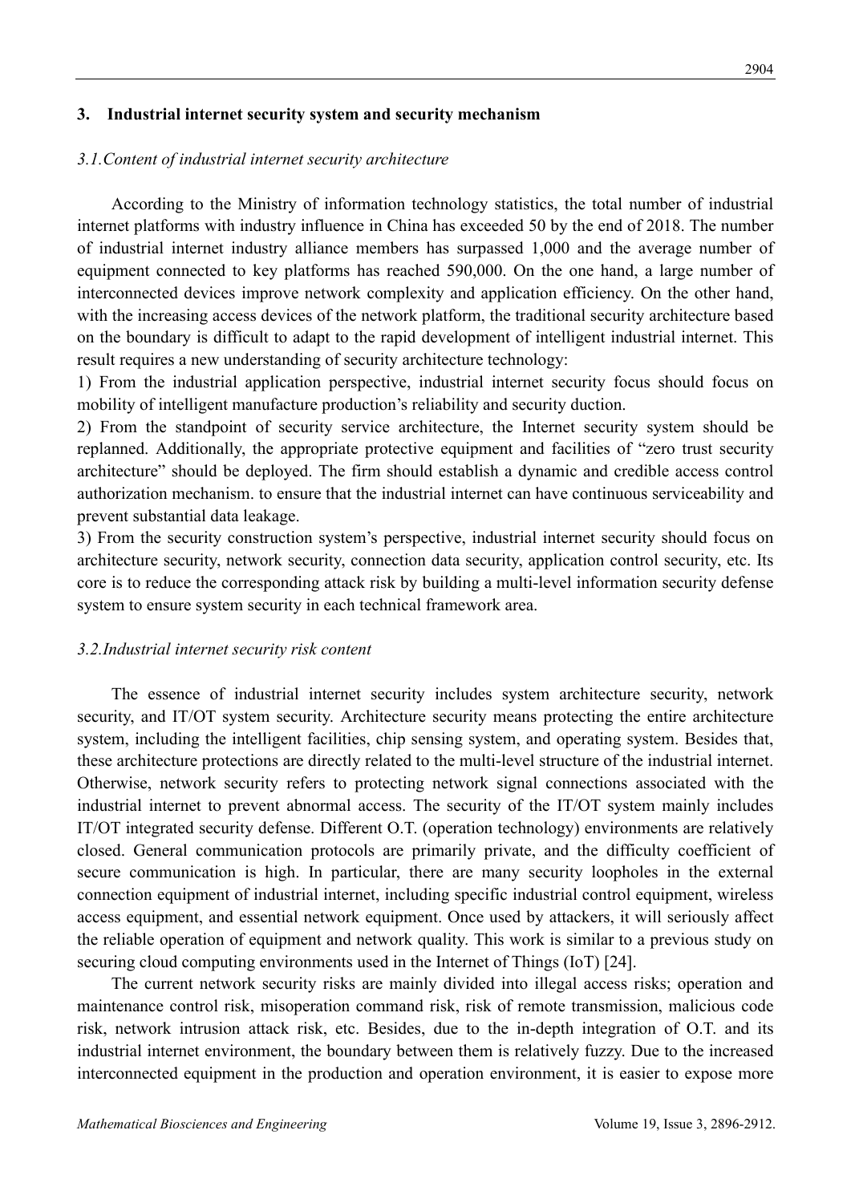## 3. Industrial internet security system and security mechanism

### *3.1.Content of industrial internet security architecture*

According to the Ministry of information technology statistics, the total number of industrial internet platforms with industry influence in China has exceeded 50 by the end of 2018. The number of industrial internet industry alliance members has surpassed 1,000 and the average number of equipment connected to key platforms has reached 590,000. On the one hand, a large number of interconnected devices improve network complexity and application efficiency. On the other hand, with the increasing access devices of the network platform, the traditional security architecture based on the boundary is difficult to adapt to the rapid development of intelligent industrial internet. This result requires a new understanding of security architecture technology:

1) From the industrial application perspective, industrial internet security focus should focus on mobility of intelligent manufacture production's reliability and security duction.

2) From the standpoint of security service architecture, the Internet security system should be replanned. Additionally, the appropriate protective equipment and facilities of "zero trust security architecture" should be deployed. The firm should establish a dynamic and credible access control authorization mechanism. to ensure that the industrial internet can have continuous serviceability and prevent substantial data leakage.

3) From the security construction system's perspective, industrial internet security should focus on architecture security, network security, connection data security, application control security, etc. Its core is to reduce the corresponding attack risk by building a multi-level information security defense system to ensure system security in each technical framework area.

### *3.2.Industrial internet security risk content*

The essence of industrial internet security includes system architecture security, network security, and IT/OT system security. Architecture security means protecting the entire architecture system, including the intelligent facilities, chip sensing system, and operating system. Besides that, these architecture protections are directly related to the multi-level structure of the industrial internet. Otherwise, network security refers to protecting network signal connections associated with the industrial internet to prevent abnormal access. The security of the IT/OT system mainly includes IT/OT integrated security defense. Different O.T. (operation technology) environments are relatively closed. General communication protocols are primarily private, and the difficulty coefficient of secure communication is high. In particular, there are many security loopholes in the external connection equipment of industrial internet, including specific industrial control equipment, wireless access equipment, and essential network equipment. Once used by attackers, it will seriously affect the reliable operation of equipment and network quality. This work is similar to a previous study on securing cloud computing environments used in the Internet of Things (IoT) [24].

The current network security risks are mainly divided into illegal access risks; operation and maintenance control risk, misoperation command risk, risk of remote transmission, malicious code risk, network intrusion attack risk, etc. Besides, due to the in-depth integration of O.T. and its industrial internet environment, the boundary between them is relatively fuzzy. Due to the increased interconnected equipment in the production and operation environment, it is easier to expose more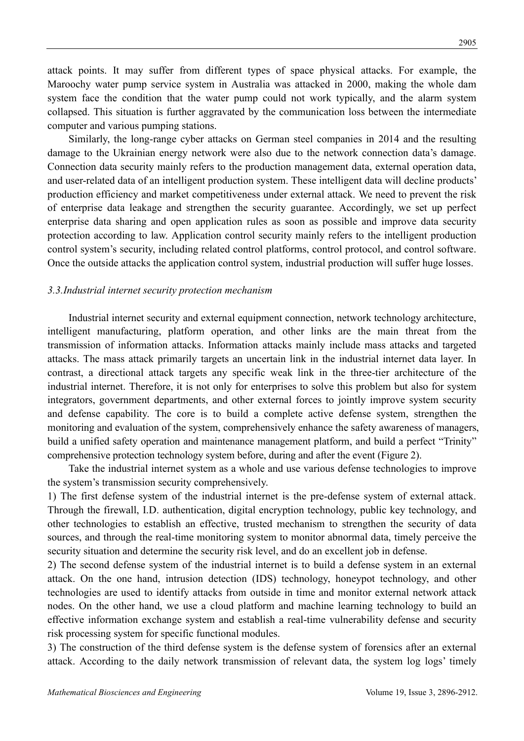attack points. It may suffer from different types of space physical attacks. For example, the Maroochy water pump service system in Australia was attacked in 2000, making the whole dam system face the condition that the water pump could not work typically, and the alarm system collapsed. This situation is further aggravated by the communication loss between the intermediate computer and various pumping stations.

Similarly, the long-range cyber attacks on German steel companies in 2014 and the resulting damage to the Ukrainian energy network were also due to the network connection data's damage. Connection data security mainly refers to the production management data, external operation data, and user-related data of an intelligent production system. These intelligent data will decline products' production efficiency and market competitiveness under external attack. We need to prevent the risk of enterprise data leakage and strengthen the security guarantee. Accordingly, we set up perfect enterprise data sharing and open application rules as soon as possible and improve data security protection according to law. Application control security mainly refers to the intelligent production control system's security, including related control platforms, control protocol, and control software. Once the outside attacks the application control system, industrial production will suffer huge losses.

### *3.3.Industrial internet security protection mechanism*

Industrial internet security and external equipment connection, network technology architecture, intelligent manufacturing, platform operation, and other links are the main threat from the transmission of information attacks. Information attacks mainly include mass attacks and targeted attacks. The mass attack primarily targets an uncertain link in the industrial internet data layer. In contrast, a directional attack targets any specific weak link in the three-tier architecture of the industrial internet. Therefore, it is not only for enterprises to solve this problem but also for system integrators, government departments, and other external forces to jointly improve system security and defense capability. The core is to build a complete active defense system, strengthen the monitoring and evaluation of the system, comprehensively enhance the safety awareness of managers, build a unified safety operation and maintenance management platform, and build a perfect "Trinity" comprehensive protection technology system before, during and after the event (Figure 2).

Take the industrial internet system as a whole and use various defense technologies to improve the system's transmission security comprehensively.

1) The first defense system of the industrial internet is the pre-defense system of external attack. Through the firewall, I.D. authentication, digital encryption technology, public key technology, and other technologies to establish an effective, trusted mechanism to strengthen the security of data sources, and through the real-time monitoring system to monitor abnormal data, timely perceive the security situation and determine the security risk level, and do an excellent job in defense.

2) The second defense system of the industrial internet is to build a defense system in an external attack. On the one hand, intrusion detection (IDS) technology, honeypot technology, and other technologies are used to identify attacks from outside in time and monitor external network attack nodes. On the other hand, we use a cloud platform and machine learning technology to build an effective information exchange system and establish a real-time vulnerability defense and security risk processing system for specific functional modules.

3) The construction of the third defense system is the defense system of forensics after an external attack. According to the daily network transmission of relevant data, the system log logs' timely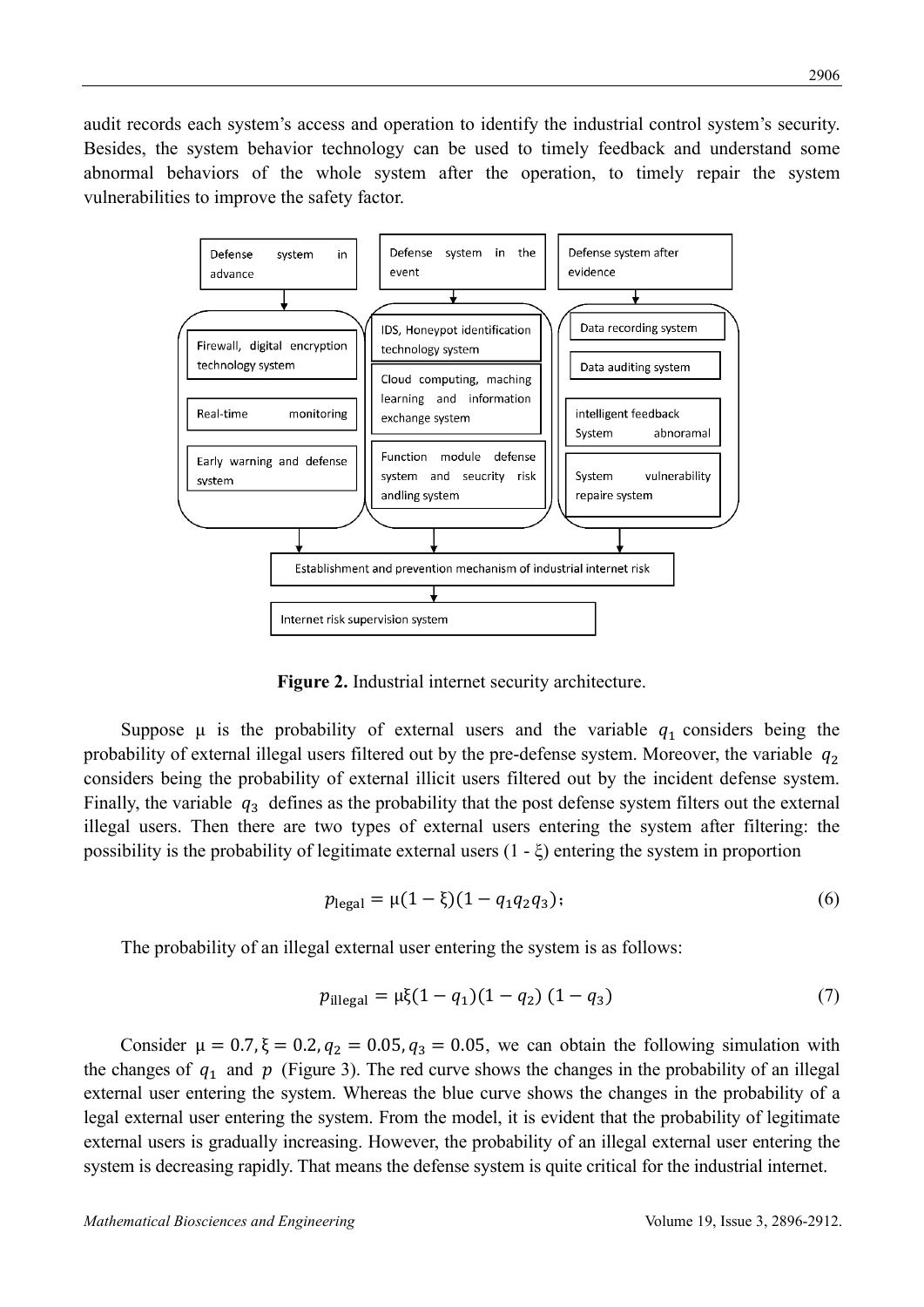audit records each system's access and operation to identify the industrial control system's security. Besides, the system behavior technology can be used to timely feedback and understand some abnormal behaviors of the whole system after the operation, to timely repair the system vulnerabilities to improve the safety factor.

**Figure 2.** Industrial internet security architecture.

Suppose μ is the probability of external users and the variable $q_1$ considers being the probability of external illegal users filtered out by the pre-defense system. Moreover, the variable $q_2$ considers being the probability of external illicit users filtered out by the incident defense system. Finally, the variable $q_3$ defines as the probability that the post defense system filters out the external illegal users. Then there are two types of external users entering the system after filtering: the possibility is the probability of legitimate external users (1 - ξ) entering the system in proportion

$$p_{\text{legal}} = \mu(1 - \xi)(1 - q_1 q_2 q_3); \tag{6}$$

The probability of an illegal external user entering the system is as follows:

$$p_{\text{illegal}} = \mu\xi(1 - q_1)(1 - q_2)(1 - q_3) \tag{7}$$

Consider $\mu = 0.7, \xi = 0.2, q_2 = 0.05, q_3 = 0.05$, we can obtain the following simulation with the changes of $q_1$ and $p$ (Figure 3). The red curve shows the changes in the probability of an illegal external user entering the system. Whereas the blue curve shows the changes in the probability of a legal external user entering the system. From the model, it is evident that the probability of legitimate external users is gradually increasing. However, the probability of an illegal external user entering the system is decreasing rapidly. That means the defense system is quite critical for the industrial internet.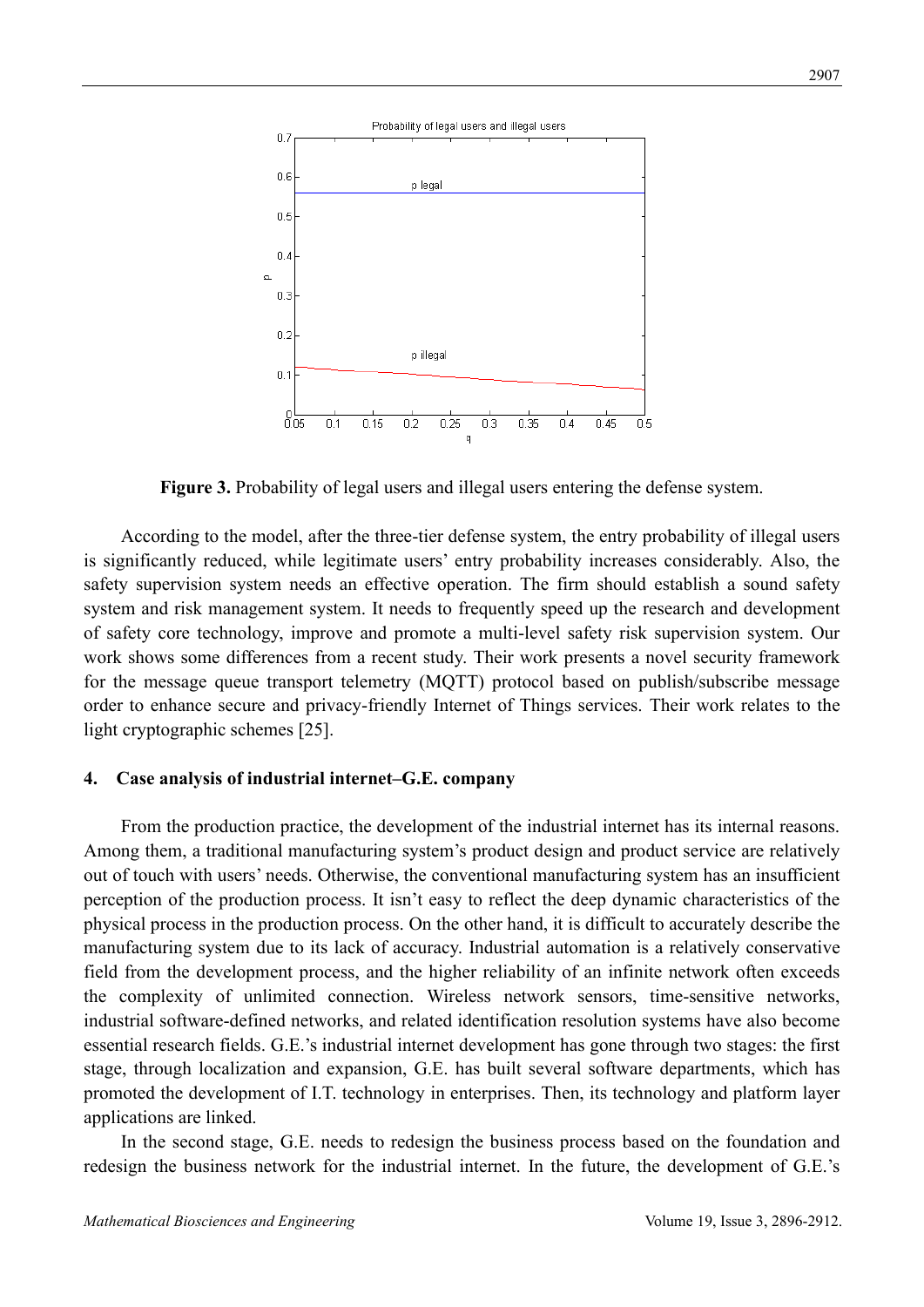**Figure 3.** Probability of legal users and illegal users entering the defense system.

According to the model, after the three-tier defense system, the entry probability of illegal users is significantly reduced, while legitimate users' entry probability increases considerably. Also, the safety supervision system needs an effective operation. The firm should establish a sound safety system and risk management system. It needs to frequently speed up the research and development of safety core technology, improve and promote a multi-level safety risk supervision system. Our work shows some differences from a recent study. Their work presents a novel security framework for the message queue transport telemetry (MQTT) protocol based on publish/subscribe message order to enhance secure and privacy-friendly Internet of Things services. Their work relates to the light cryptographic schemes [25].

## 4. Case analysis of industrial internet–G.E. company

From the production practice, the development of the industrial internet has its internal reasons. Among them, a traditional manufacturing system's product design and product service are relatively out of touch with users' needs. Otherwise, the conventional manufacturing system has an insufficient perception of the production process. It isn't easy to reflect the deep dynamic characteristics of the physical process in the production process. On the other hand, it is difficult to accurately describe the manufacturing system due to its lack of accuracy. Industrial automation is a relatively conservative field from the development process, and the higher reliability of an infinite network often exceeds the complexity of unlimited connection. Wireless network sensors, time-sensitive networks, industrial software-defined networks, and related identification resolution systems have also become essential research fields. G.E.'s industrial internet development has gone through two stages: the first stage, through localization and expansion, G.E. has built several software departments, which has promoted the development of I.T. technology in enterprises. Then, its technology and platform layer applications are linked.

In the second stage, G.E. needs to redesign the business process based on the foundation and redesign the business network for the industrial internet. In the future, the development of G.E.'s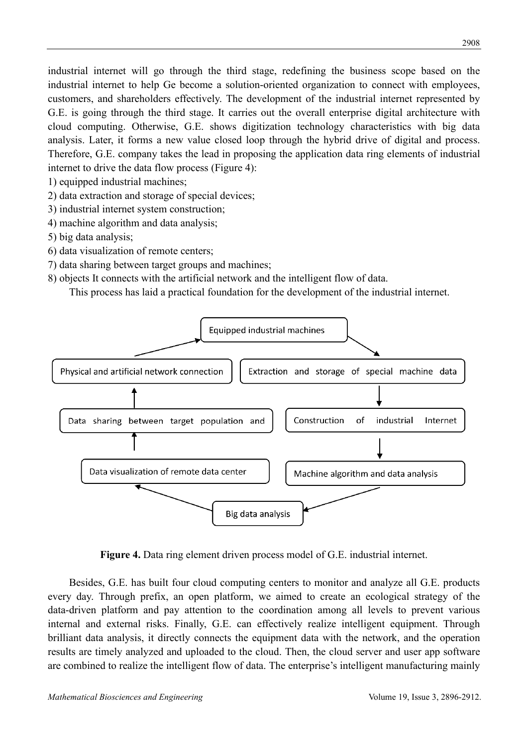industrial internet will go through the third stage, redefining the business scope based on the industrial internet to help Ge become a solution-oriented organization to connect with employees, customers, and shareholders effectively. The development of the industrial internet represented by G.E. is going through the third stage. It carries out the overall enterprise digital architecture with cloud computing. Otherwise, G.E. shows digitization technology characteristics with big data analysis. Later, it forms a new value closed loop through the hybrid drive of digital and process. Therefore, G.E. company takes the lead in proposing the application data ring elements of industrial internet to drive the data flow process (Figure 4):

1) equipped industrial machines;
2) data extraction and storage of special devices;
3) industrial internet system construction;
4) machine algorithm and data analysis;
5) big data analysis;
6) data visualization of remote centers;
7) data sharing between target groups and machines;
8) objects It connects with the artificial network and the intelligent flow of data.

This process has laid a practical foundation for the development of the industrial internet.

Equipped industrial machines → Extraction and storage of special machine data → Construction of industrial Internet → Machine algorithm and data analysis → Big data analysis → Data visualization of remote data center → Data sharing between target population and → Physical and artificial network connection → Equipped industrial machines

**Figure 4.** Data ring element driven process model of G.E. industrial internet.

Besides, G.E. has built four cloud computing centers to monitor and analyze all G.E. products every day. Through prefix, an open platform, we aimed to create an ecological strategy of the data-driven platform and pay attention to the coordination among all levels to prevent various internal and external risks. Finally, G.E. can effectively realize intelligent equipment. Through brilliant data analysis, it directly connects the equipment data with the network, and the operation results are timely analyzed and uploaded to the cloud. Then, the cloud server and user app software are combined to realize the intelligent flow of data. The enterprise's intelligent manufacturing mainly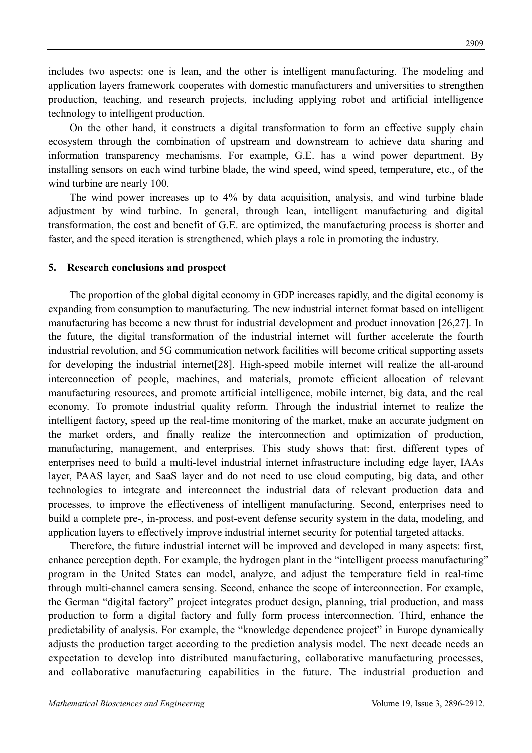includes two aspects: one is lean, and the other is intelligent manufacturing. The modeling and application layers framework cooperates with domestic manufacturers and universities to strengthen production, teaching, and research projects, including applying robot and artificial intelligence technology to intelligent production.

On the other hand, it constructs a digital transformation to form an effective supply chain ecosystem through the combination of upstream and downstream to achieve data sharing and information transparency mechanisms. For example, G.E. has a wind power department. By installing sensors on each wind turbine blade, the wind speed, wind speed, temperature, etc., of the wind turbine are nearly 100.

The wind power increases up to 4% by data acquisition, analysis, and wind turbine blade adjustment by wind turbine. In general, through lean, intelligent manufacturing and digital transformation, the cost and benefit of G.E. are optimized, the manufacturing process is shorter and faster, and the speed iteration is strengthened, which plays a role in promoting the industry.

## 5. Research conclusions and prospect

The proportion of the global digital economy in GDP increases rapidly, and the digital economy is expanding from consumption to manufacturing. The new industrial internet format based on intelligent manufacturing has become a new thrust for industrial development and product innovation [26,27]. In the future, the digital transformation of the industrial internet will further accelerate the fourth industrial revolution, and 5G communication network facilities will become critical supporting assets for developing the industrial internet[28]. High-speed mobile internet will realize the all-around interconnection of people, machines, and materials, promote efficient allocation of relevant manufacturing resources, and promote artificial intelligence, mobile internet, big data, and the real economy. To promote industrial quality reform. Through the industrial internet to realize the intelligent factory, speed up the real-time monitoring of the market, make an accurate judgment on the market orders, and finally realize the interconnection and optimization of production, manufacturing, management, and enterprises. This study shows that: first, different types of enterprises need to build a multi-level industrial internet infrastructure including edge layer, IAAs layer, PAAS layer, and SaaS layer and do not need to use cloud computing, big data, and other technologies to integrate and interconnect the industrial data of relevant production data and processes, to improve the effectiveness of intelligent manufacturing. Second, enterprises need to build a complete pre-, in-process, and post-event defense security system in the data, modeling, and application layers to effectively improve industrial internet security for potential targeted attacks.

Therefore, the future industrial internet will be improved and developed in many aspects: first, enhance perception depth. For example, the hydrogen plant in the "intelligent process manufacturing" program in the United States can model, analyze, and adjust the temperature field in real-time through multi-channel camera sensing. Second, enhance the scope of interconnection. For example, the German "digital factory" project integrates product design, planning, trial production, and mass production to form a digital factory and fully form process interconnection. Third, enhance the predictability of analysis. For example, the "knowledge dependence project" in Europe dynamically adjusts the production target according to the prediction analysis model. The next decade needs an expectation to develop into distributed manufacturing, collaborative manufacturing processes, and collaborative manufacturing capabilities in the future. The industrial production and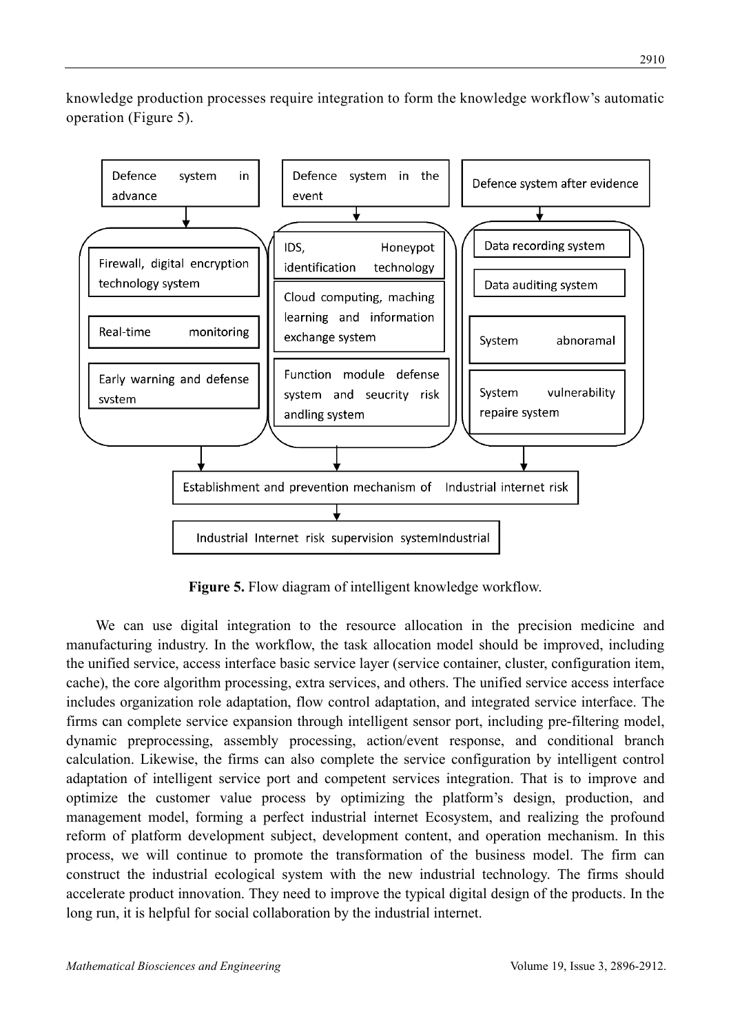knowledge production processes require integration to form the knowledge workflow's automatic operation (Figure 5).

Defence system in advance

- Firewall, digital encryption technology system
- Real-time monitoring
- Early warning and defense system

Defence system in the event

- IDS, Honeypot identification technology
- Cloud computing, maching learning and information exchange system
- Function module defense system and seucrity risk andling system

Defence system after evidence

- Data recording system
- Data auditing system
- System abnoramal
- System vulnerability repaire system

Establishment and prevention mechanism of Industrial internet risk

Industrial Internet risk supervision systemIndustrial

**Figure 5.** Flow diagram of intelligent knowledge workflow.

We can use digital integration to the resource allocation in the precision medicine and manufacturing industry. In the workflow, the task allocation model should be improved, including the unified service, access interface basic service layer (service container, cluster, configuration item, cache), the core algorithm processing, extra services, and others. The unified service access interface includes organization role adaptation, flow control adaptation, and integrated service interface. The firms can complete service expansion through intelligent sensor port, including pre-filtering model, dynamic preprocessing, assembly processing, action/event response, and conditional branch calculation. Likewise, the firms can also complete the service configuration by intelligent control adaptation of intelligent service port and competent services integration. That is to improve and optimize the customer value process by optimizing the platform's design, production, and management model, forming a perfect industrial internet Ecosystem, and realizing the profound reform of platform development subject, development content, and operation mechanism. In this process, we will continue to promote the transformation of the business model. The firm can construct the industrial ecological system with the new industrial technology. The firms should accelerate product innovation. They need to improve the typical digital design of the products. In the long run, it is helpful for social collaboration by the industrial internet.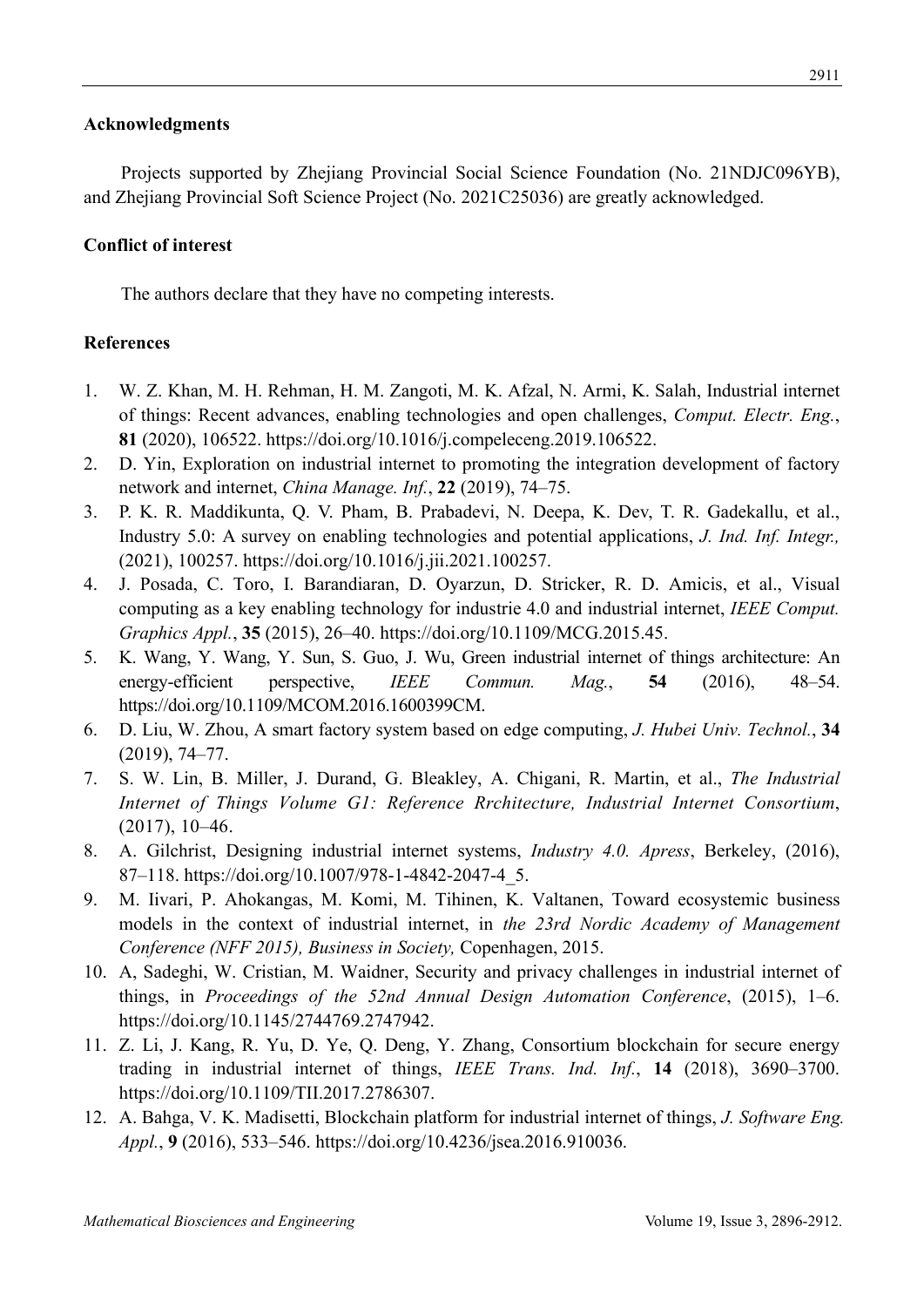## Acknowledgments

Projects supported by Zhejiang Provincial Social Science Foundation (No. 21NDJC096YB), and Zhejiang Provincial Soft Science Project (No. 2021C25036) are greatly acknowledged.

## Conflict of interest

The authors declare that they have no competing interests.

## References

1. W. Z. Khan, M. H. Rehman, H. M. Zangoti, M. K. Afzal, N. Armi, K. Salah, Industrial internet of things: Recent advances, enabling technologies and open challenges, *Comput. Electr. Eng.*, **81** (2020), 106522. https://doi.org/10.1016/j.compeleceng.2019.106522.
2. D. Yin, Exploration on industrial internet to promoting the integration development of factory network and internet, *China Manage. Inf.*, **22** (2019), 74–75.
3. P. K. R. Maddikunta, Q. V. Pham, B. Prabadevi, N. Deepa, K. Dev, T. R. Gadekallu, et al., Industry 5.0: A survey on enabling technologies and potential applications, *J. Ind. Inf. Integr.,* (2021), 100257. https://doi.org/10.1016/j.jii.2021.100257.
4. J. Posada, C. Toro, I. Barandiaran, D. Oyarzun, D. Stricker, R. D. Amicis, et al., Visual computing as a key enabling technology for industrie 4.0 and industrial internet, *IEEE Comput. Graphics Appl.*, **35** (2015), 26–40. https://doi.org/10.1109/MCG.2015.45.
5. K. Wang, Y. Wang, Y. Sun, S. Guo, J. Wu, Green industrial internet of things architecture: An energy-efficient perspective, *IEEE Commun. Mag.*, **54** (2016), 48–54. https://doi.org/10.1109/MCOM.2016.1600399CM.
6. D. Liu, W. Zhou, A smart factory system based on edge computing, *J. Hubei Univ. Technol.*, **34** (2019), 74–77.
7. S. W. Lin, B. Miller, J. Durand, G. Bleakley, A. Chigani, R. Martin, et al., *The Industrial Internet of Things Volume G1: Reference Rrchitecture, Industrial Internet Consortium*, (2017), 10–46.
8. A. Gilchrist, Designing industrial internet systems, *Industry 4.0. Apress*, Berkeley, (2016), 87–118. https://doi.org/10.1007/978-1-4842-2047-4_5.
9. M. Iivari, P. Ahokangas, M. Komi, M. Tihinen, K. Valtanen, Toward ecosystemic business models in the context of industrial internet, in *the 23rd Nordic Academy of Management Conference (NFF 2015), Business in Society,* Copenhagen, 2015.
10. A, Sadeghi, W. Cristian, M. Waidner, Security and privacy challenges in industrial internet of things, in *Proceedings of the 52nd Annual Design Automation Conference*, (2015), 1–6. https://doi.org/10.1145/2744769.2747942.
11. Z. Li, J. Kang, R. Yu, D. Ye, Q. Deng, Y. Zhang, Consortium blockchain for secure energy trading in industrial internet of things, *IEEE Trans. Ind. Inf.*, **14** (2018), 3690–3700. https://doi.org/10.1109/TII.2017.2786307.
12. A. Bahga, V. K. Madisetti, Blockchain platform for industrial internet of things, *J. Software Eng. Appl.*, **9** (2016), 533–546. https://doi.org/10.4236/jsea.2016.910036.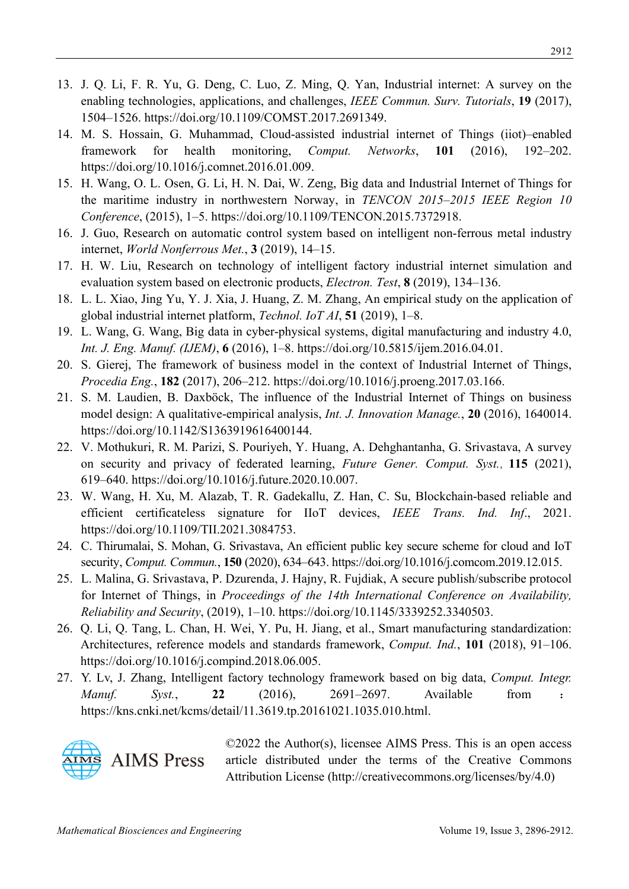13. J. Q. Li, F. R. Yu, G. Deng, C. Luo, Z. Ming, Q. Yan, Industrial internet: A survey on the enabling technologies, applications, and challenges, *IEEE Commun. Surv. Tutorials*, **19** (2017), 1504–1526. https://doi.org/10.1109/COMST.2017.2691349.
14. M. S. Hossain, G. Muhammad, Cloud-assisted industrial internet of Things (iiot)–enabled framework for health monitoring, *Comput. Networks*, **101** (2016), 192–202. https://doi.org/10.1016/j.comnet.2016.01.009.
15. H. Wang, O. L. Osen, G. Li, H. N. Dai, W. Zeng, Big data and Industrial Internet of Things for the maritime industry in northwestern Norway, in *TENCON 2015–2015 IEEE Region 10 Conference*, (2015), 1–5. https://doi.org/10.1109/TENCON.2015.7372918.
16. J. Guo, Research on automatic control system based on intelligent non-ferrous metal industry internet, *World Nonferrous Met.*, **3** (2019), 14–15.
17. H. W. Liu, Research on technology of intelligent factory industrial internet simulation and evaluation system based on electronic products, *Electron. Test*, **8** (2019), 134–136.
18. L. L. Xiao, Jing Yu, Y. J. Xia, J. Huang, Z. M. Zhang, An empirical study on the application of global industrial internet platform, *Technol. IoT AI*, **51** (2019), 1–8.
19. L. Wang, G. Wang, Big data in cyber-physical systems, digital manufacturing and industry 4.0, *Int. J. Eng. Manuf. (IJEM)*, **6** (2016), 1–8. https://doi.org/10.5815/ijem.2016.04.01.
20. S. Gierej, The framework of business model in the context of Industrial Internet of Things, *Procedia Eng.*, **182** (2017), 206–212. https://doi.org/10.1016/j.proeng.2017.03.166.
21. S. M. Laudien, B. Daxböck, The influence of the Industrial Internet of Things on business model design: A qualitative-empirical analysis, *Int. J. Innovation Manage.*, **20** (2016), 1640014. https://doi.org/10.1142/S1363919616400144.
22. V. Mothukuri, R. M. Parizi, S. Pouriyeh, Y. Huang, A. Dehghantanha, G. Srivastava, A survey on security and privacy of federated learning, *Future Gener. Comput. Syst.*, **115** (2021), 619–640. https://doi.org/10.1016/j.future.2020.10.007.
23. W. Wang, H. Xu, M. Alazab, T. R. Gadekallu, Z. Han, C. Su, Blockchain-based reliable and efficient certificateless signature for IIoT devices, *IEEE Trans. Ind. Inf.*, 2021. https://doi.org/10.1109/TII.2021.3084753.
24. C. Thirumalai, S. Mohan, G. Srivastava, An efficient public key secure scheme for cloud and IoT security, *Comput. Commun.*, **150** (2020), 634–643. https://doi.org/10.1016/j.comcom.2019.12.015.
25. L. Malina, G. Srivastava, P. Dzurenda, J. Hajny, R. Fujdiak, A secure publish/subscribe protocol for Internet of Things, in *Proceedings of the 14th International Conference on Availability, Reliability and Security*, (2019), 1–10. https://doi.org/10.1145/3339252.3340503.
26. Q. Li, Q. Tang, L. Chan, H. Wei, Y. Pu, H. Jiang, et al., Smart manufacturing standardization: Architectures, reference models and standards framework, *Comput. Ind.*, **101** (2018), 91–106. https://doi.org/10.1016/j.compind.2018.06.005.
27. Y. Lv, J. Zhang, Intelligent factory technology framework based on big data, *Comput. Integr. Manuf. Syst.*, **22** (2016), 2691–2697. Available from : https://kns.cnki.net/kcms/detail/11.3619.tp.20161021.1035.010.html.

AIMS Press

©2022 the Author(s), licensee AIMS Press. This is an open access article distributed under the terms of the Creative Commons Attribution License (http://creativecommons.org/licenses/by/4.0)